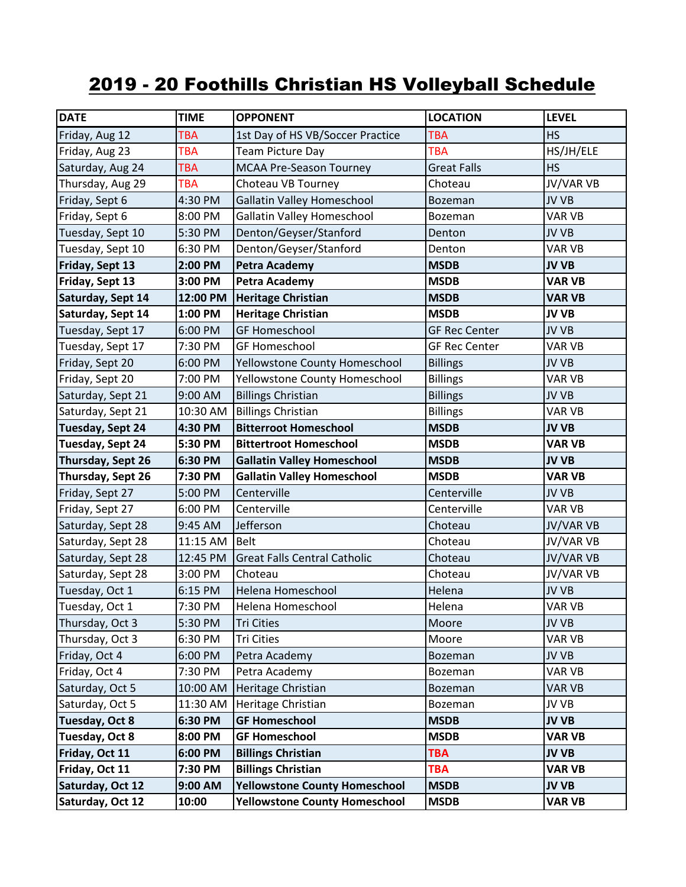# 2019 - 20 Foothills Christian HS Volleyball Schedule

| DATE | TIME | OPPONENT | LOCATION | LEVEL |
|---|---|---|---|---|
| Friday, Aug 12 | TBA | 1st Day of HS VB/Soccer Practice | TBA | HS |
| Friday, Aug 23 | TBA | Team Picture Day | TBA | HS/JH/ELE |
| Saturday, Aug 24 | TBA | MCAA Pre-Season Tourney | Great Falls | HS |
| Thursday, Aug 29 | TBA | Choteau VB Tourney | Choteau | JV/VAR VB |
| Friday, Sept 6 | 4:30 PM | Gallatin Valley Homeschool | Bozeman | JV VB |
| Friday, Sept 6 | 8:00 PM | Gallatin Valley Homeschool | Bozeman | VAR VB |
| Tuesday, Sept 10 | 5:30 PM | Denton/Geyser/Stanford | Denton | JV VB |
| Tuesday, Sept 10 | 6:30 PM | Denton/Geyser/Stanford | Denton | VAR VB |
| **Friday, Sept 13** | **2:00 PM** | **Petra Academy** | **MSDB** | **JV VB** |
| **Friday, Sept 13** | **3:00 PM** | **Petra Academy** | **MSDB** | **VAR VB** |
| **Saturday, Sept 14** | **12:00 PM** | **Heritage Christian** | **MSDB** | **VAR VB** |
| **Saturday, Sept 14** | **1:00 PM** | **Heritage Christian** | **MSDB** | **JV VB** |
| Tuesday, Sept 17 | 6:00 PM | GF Homeschool | GF Rec Center | JV VB |
| Tuesday, Sept 17 | 7:30 PM | GF Homeschool | GF Rec Center | VAR VB |
| Friday, Sept 20 | 6:00 PM | Yellowstone County Homeschool | Billings | JV VB |
| Friday, Sept 20 | 7:00 PM | Yellowstone County Homeschool | Billings | VAR VB |
| Saturday, Sept 21 | 9:00 AM | Billings Christian | Billings | JV VB |
| Saturday, Sept 21 | 10:30 AM | Billings Christian | Billings | VAR VB |
| **Tuesday, Sept 24** | **4:30 PM** | **Bitterroot Homeschool** | **MSDB** | **JV VB** |
| **Tuesday, Sept 24** | **5:30 PM** | **Bittertroot Homeschool** | **MSDB** | **VAR VB** |
| **Thursday, Sept 26** | **6:30 PM** | **Gallatin Valley Homeschool** | **MSDB** | **JV VB** |
| **Thursday, Sept 26** | **7:30 PM** | **Gallatin Valley Homeschool** | **MSDB** | **VAR VB** |
| Friday, Sept 27 | 5:00 PM | Centerville | Centerville | JV VB |
| Friday, Sept 27 | 6:00 PM | Centerville | Centerville | VAR VB |
| Saturday, Sept 28 | 9:45 AM | Jefferson | Choteau | JV/VAR VB |
| Saturday, Sept 28 | 11:15 AM | Belt | Choteau | JV/VAR VB |
| Saturday, Sept 28 | 12:45 PM | Great Falls Central Catholic | Choteau | JV/VAR VB |
| Saturday, Sept 28 | 3:00 PM | Choteau | Choteau | JV/VAR VB |
| Tuesday, Oct 1 | 6:15 PM | Helena Homeschool | Helena | JV VB |
| Tuesday, Oct 1 | 7:30 PM | Helena Homeschool | Helena | VAR VB |
| Thursday, Oct 3 | 5:30 PM | Tri Cities | Moore | JV VB |
| Thursday, Oct 3 | 6:30 PM | Tri Cities | Moore | VAR VB |
| Friday, Oct 4 | 6:00 PM | Petra Academy | Bozeman | JV VB |
| Friday, Oct 4 | 7:30 PM | Petra Academy | Bozeman | VAR VB |
| Saturday, Oct 5 | 10:00 AM | Heritage Christian | Bozeman | VAR VB |
| Saturday, Oct 5 | 11:30 AM | Heritage Christian | Bozeman | JV VB |
| **Tuesday, Oct 8** | **6:30 PM** | **GF Homeschool** | **MSDB** | **JV VB** |
| **Tuesday, Oct 8** | **8:00 PM** | **GF Homeschool** | **MSDB** | **VAR VB** |
| **Friday, Oct 11** | **6:00 PM** | **Billings Christian** | **TBA** | **JV VB** |
| **Friday, Oct 11** | **7:30 PM** | **Billings Christian** | **TBA** | **VAR VB** |
| **Saturday, Oct 12** | **9:00 AM** | **Yellowstone County Homeschool** | **MSDB** | **JV VB** |
| **Saturday, Oct 12** | **10:00** | **Yellowstone County Homeschool** | **MSDB** | **VAR VB** |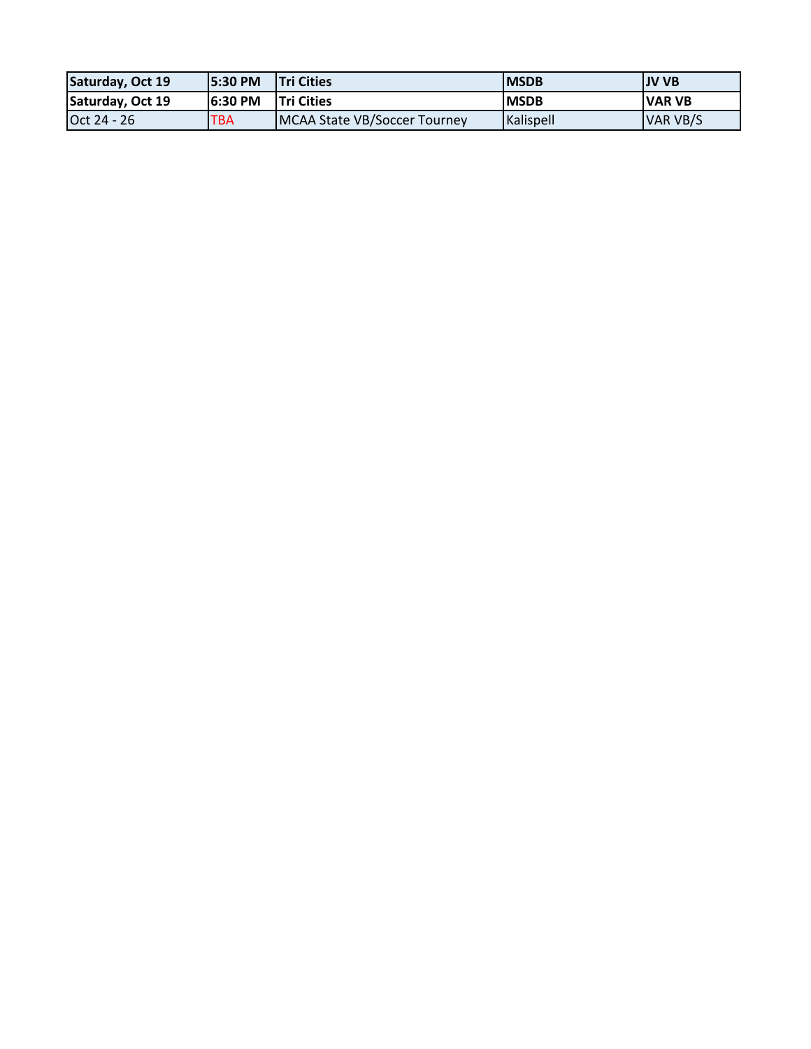| | | | | |
|---|---|---|---|---|
| **Saturday, Oct 19** | **5:30 PM** | **Tri Cities** | **MSDB** | **JV VB** |
| **Saturday, Oct 19** | **6:30 PM** | **Tri Cities** | **MSDB** | **VAR VB** |
| Oct 24 - 26 | TBA | MCAA State VB/Soccer Tourney | Kalispell | VAR VB/S |